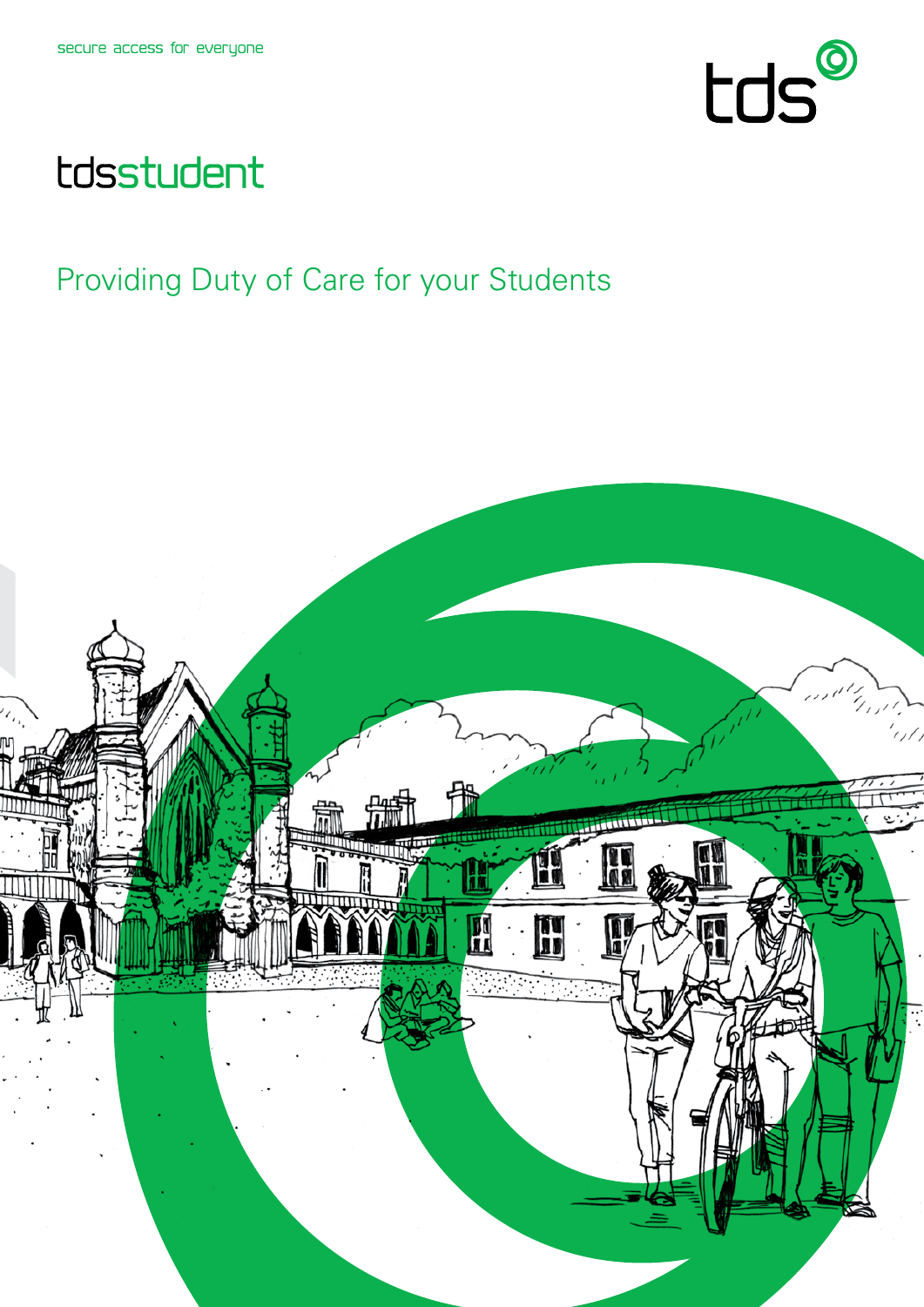secure access for everyone

tds

# tdsstudent

## Providing Duty of Care for your Students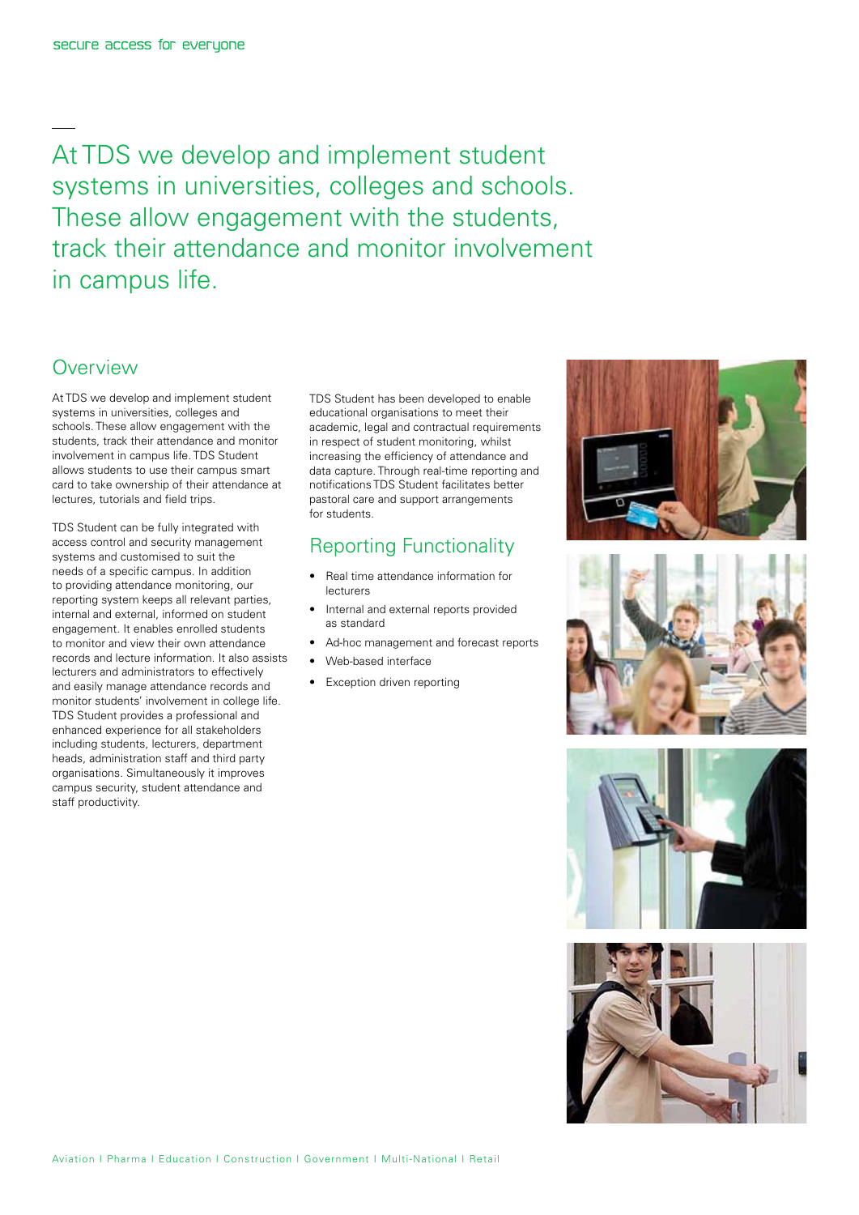At TDS we develop and implement student systems in universities, colleges and schools. These allow engagement with the students, track their attendance and monitor involvement in campus life.

## Overview

At TDS we develop and implement student systems in universities, colleges and schools. These allow engagement with the students, track their attendance and monitor involvement in campus life. TDS Student allows students to use their campus smart card to take ownership of their attendance at lectures, tutorials and field trips.

TDS Student can be fully integrated with access control and security management systems and customised to suit the needs of a specific campus. In addition to providing attendance monitoring, our reporting system keeps all relevant parties, internal and external, informed on student engagement. It enables enrolled students to monitor and view their own attendance records and lecture information. It also assists lecturers and administrators to effectively and easily manage attendance records and monitor students' involvement in college life. TDS Student provides a professional and enhanced experience for all stakeholders including students, lecturers, department heads, administration staff and third party organisations. Simultaneously it improves campus security, student attendance and staff productivity.

TDS Student has been developed to enable educational organisations to meet their academic, legal and contractual requirements in respect of student monitoring, whilst increasing the efficiency of attendance and data capture. Through real-time reporting and notifications TDS Student facilitates better pastoral care and support arrangements for students.

## Reporting Functionality

- Real time attendance information for lecturers
- Internal and external reports provided as standard
- Ad-hoc management and forecast reports
- Web-based interface
- Exception driven reporting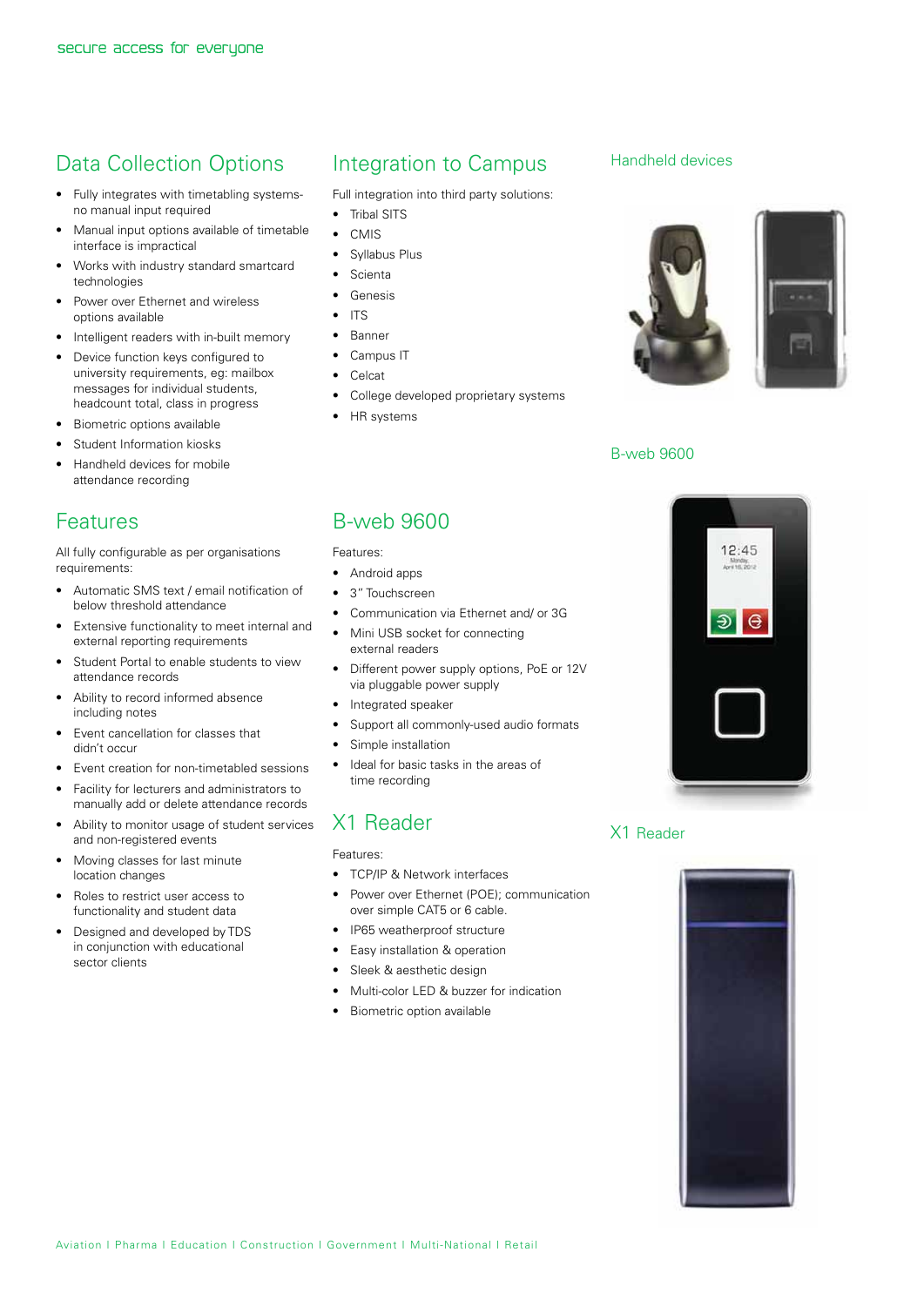## Data Collection Options

- Fully integrates with timetabling systems- no manual input required
- Manual input options available of timetable interface is impractical
- Works with industry standard smartcard technologies
- Power over Ethernet and wireless options available
- Intelligent readers with in-built memory
- Device function keys configured to university requirements, eg: mailbox messages for individual students, headcount total, class in progress
- Biometric options available
- Student Information kiosks
- Handheld devices for mobile attendance recording

## Features

All fully configurable as per organisations requirements:

- Automatic SMS text / email notification of below threshold attendance
- Extensive functionality to meet internal and external reporting requirements
- Student Portal to enable students to view attendance records
- Ability to record informed absence including notes
- Event cancellation for classes that didn't occur
- Event creation for non-timetabled sessions
- Facility for lecturers and administrators to manually add or delete attendance records
- Ability to monitor usage of student services and non-registered events
- Moving classes for last minute location changes
- Roles to restrict user access to functionality and student data
- Designed and developed by TDS in conjunction with educational sector clients

## Integration to Campus

Full integration into third party solutions:

- Tribal SITS
- CMIS
- Syllabus Plus
- Scienta
- Genesis
- ITS
- Banner
- Campus IT
- Celcat
- College developed proprietary systems
- HR systems

## B-web 9600

Features:

- Android apps
- 3" Touchscreen
- Communication via Ethernet and/ or 3G
- Mini USB socket for connecting external readers
- Different power supply options, PoE or 12V via pluggable power supply
- Integrated speaker
- Support all commonly-used audio formats
- Simple installation
- Ideal for basic tasks in the areas of time recording

## X1 Reader

Features:

- TCP/IP & Network interfaces
- Power over Ethernet (POE); communication over simple CAT5 or 6 cable.
- IP65 weatherproof structure
- Easy installation & operation
- Sleek & aesthetic design
- Multi-color LED & buzzer for indication
- Biometric option available

### Handheld devices

### B-web 9600

### X1 Reader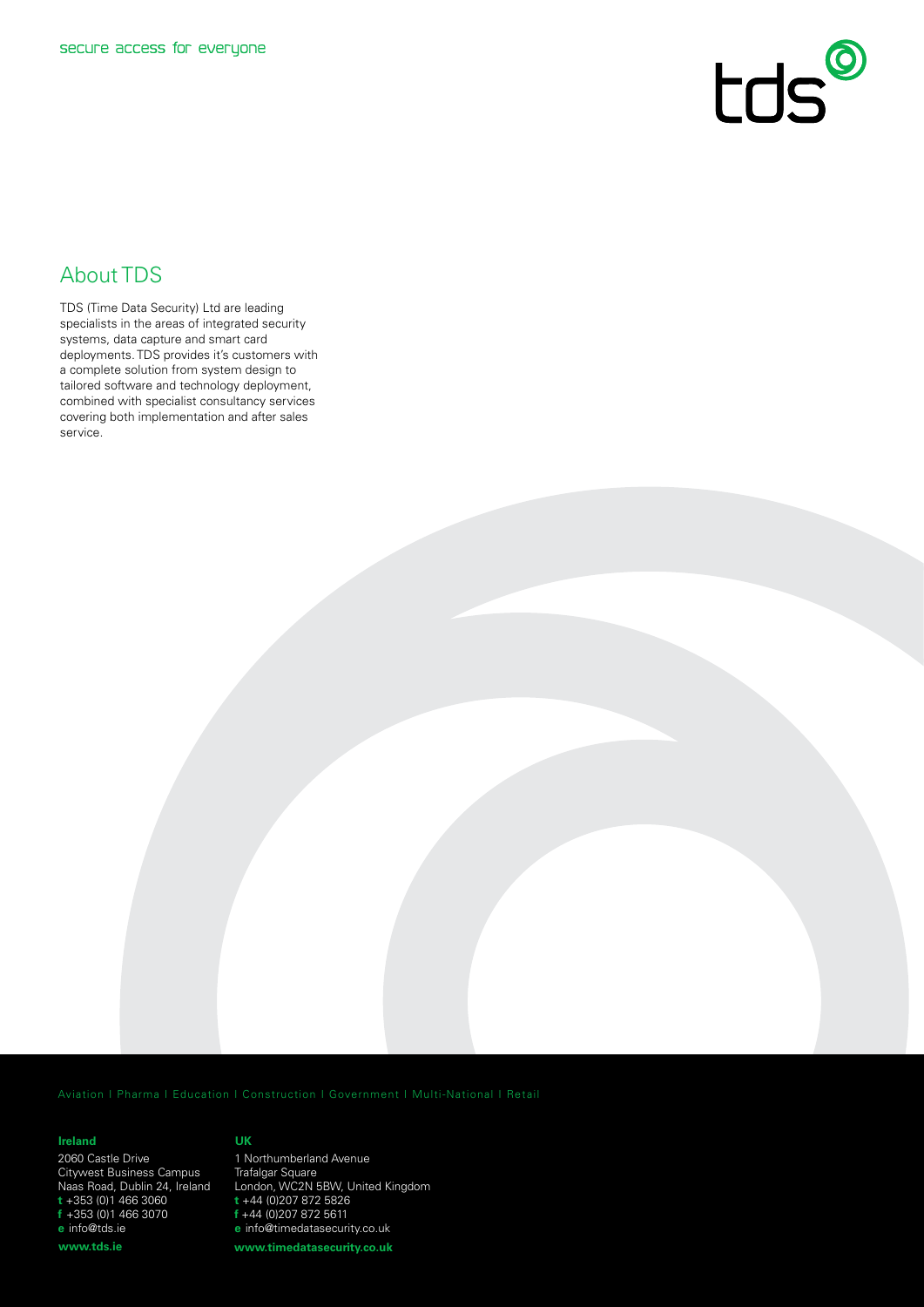secure access for everyone

tds

## About TDS

TDS (Time Data Security) Ltd are leading specialists in the areas of integrated security systems, data capture and smart card deployments. TDS provides it's customers with a complete solution from system design to tailored software and technology deployment, combined with specialist consultancy services covering both implementation and after sales service.

Aviation | Pharma | Education | Construction | Government | Multi-National | Retail

**Ireland**

2060 Castle Drive
Citywest Business Campus
Naas Road, Dublin 24, Ireland
**t** +353 (0)1 466 3060
**f** +353 (0)1 466 3070
**e** info@tds.ie

**www.tds.ie**

**UK**

1 Northumberland Avenue
Trafalgar Square
London, WC2N 5BW, United Kingdom
**t** +44 (0)207 872 5826
**f** +44 (0)207 872 5611
**e** info@timedatasecurity.co.uk

**www.timedatasecurity.co.uk**